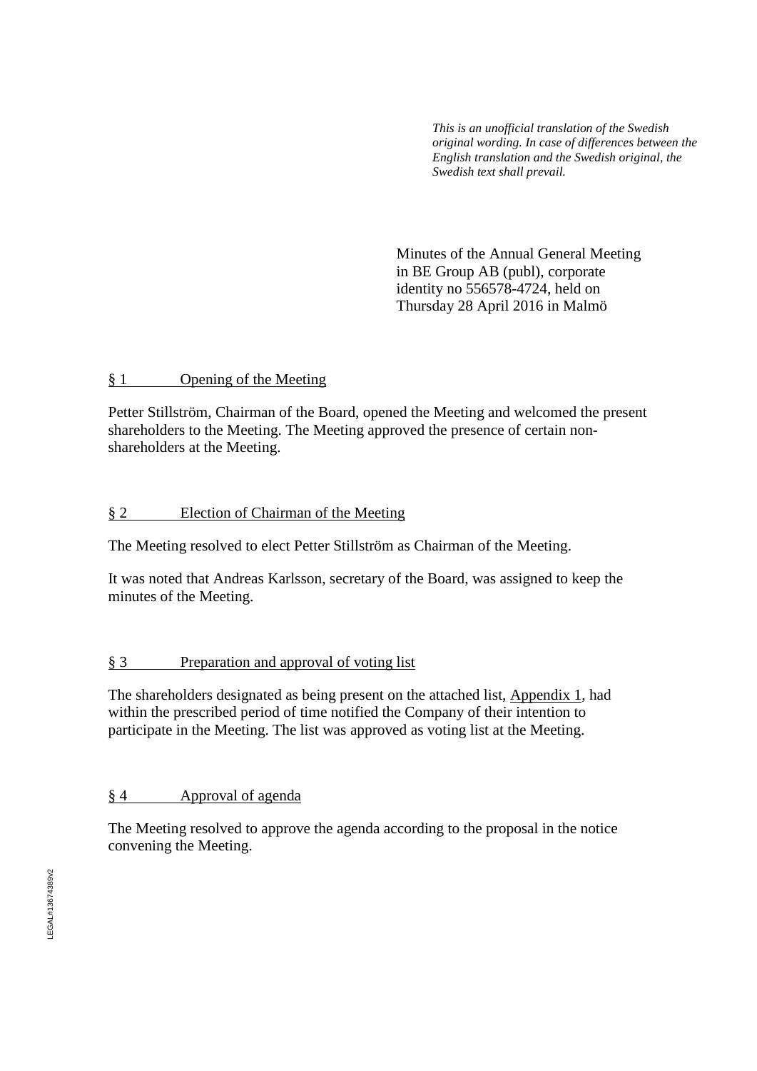*This is an unofficial translation of the Swedish original wording. In case of differences between the English translation and the Swedish original, the Swedish text shall prevail.*

Minutes of the Annual General Meeting in BE Group AB (publ), corporate identity no 556578-4724, held on Thursday 28 April 2016 in Malmö

## § 1 Opening of the Meeting

Petter Stillström, Chairman of the Board, opened the Meeting and welcomed the present shareholders to the Meeting. The Meeting approved the presence of certain non-shareholders at the Meeting.

## § 2 Election of Chairman of the Meeting

The Meeting resolved to elect Petter Stillström as Chairman of the Meeting.

It was noted that Andreas Karlsson, secretary of the Board, was assigned to keep the minutes of the Meeting.

## § 3 Preparation and approval of voting list

The shareholders designated as being present on the attached list, Appendix 1, had within the prescribed period of time notified the Company of their intention to participate in the Meeting. The list was approved as voting list at the Meeting.

## § 4 Approval of agenda

The Meeting resolved to approve the agenda according to the proposal in the notice convening the Meeting.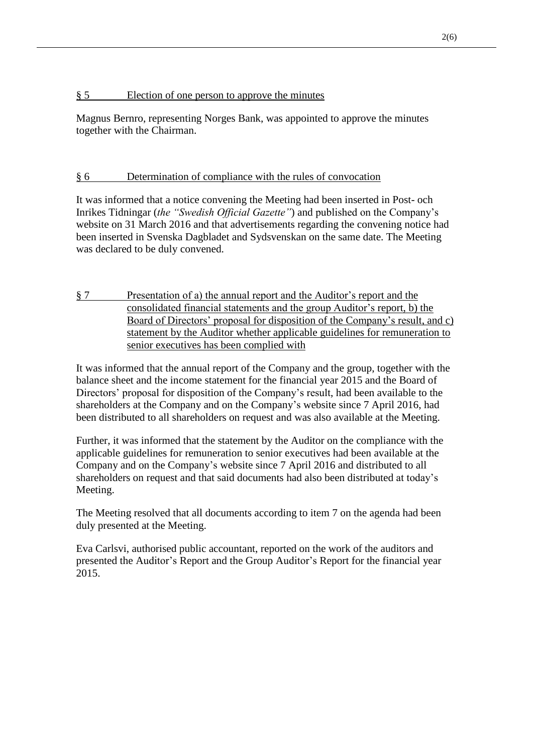## § 5 Election of one person to approve the minutes

Magnus Bernro, representing Norges Bank, was appointed to approve the minutes together with the Chairman.

## § 6 Determination of compliance with the rules of convocation

It was informed that a notice convening the Meeting had been inserted in Post- och Inrikes Tidningar (*the "Swedish Official Gazette"*) and published on the Company's website on 31 March 2016 and that advertisements regarding the convening notice had been inserted in Svenska Dagbladet and Sydsvenskan on the same date. The Meeting was declared to be duly convened.

## § 7 Presentation of a) the annual report and the Auditor's report and the consolidated financial statements and the group Auditor's report, b) the Board of Directors' proposal for disposition of the Company's result, and c) statement by the Auditor whether applicable guidelines for remuneration to senior executives has been complied with

It was informed that the annual report of the Company and the group, together with the balance sheet and the income statement for the financial year 2015 and the Board of Directors' proposal for disposition of the Company's result, had been available to the shareholders at the Company and on the Company's website since 7 April 2016, had been distributed to all shareholders on request and was also available at the Meeting.

Further, it was informed that the statement by the Auditor on the compliance with the applicable guidelines for remuneration to senior executives had been available at the Company and on the Company's website since 7 April 2016 and distributed to all shareholders on request and that said documents had also been distributed at today's Meeting.

The Meeting resolved that all documents according to item 7 on the agenda had been duly presented at the Meeting.

Eva Carlsvi, authorised public accountant, reported on the work of the auditors and presented the Auditor's Report and the Group Auditor's Report for the financial year 2015.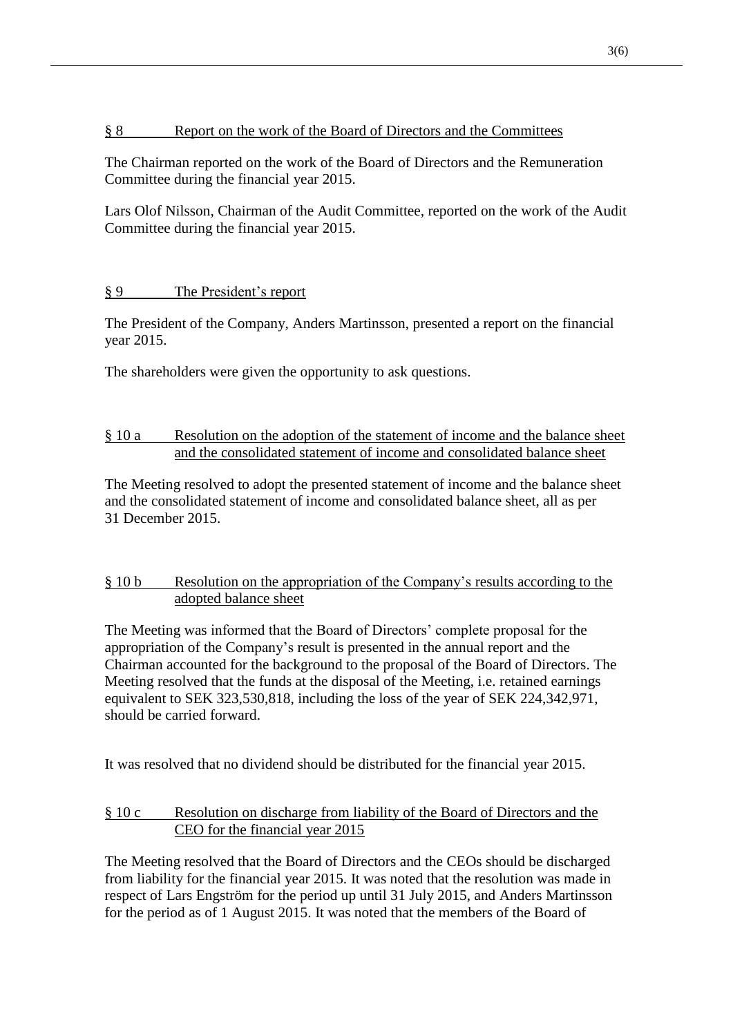## § 8 Report on the work of the Board of Directors and the Committees

The Chairman reported on the work of the Board of Directors and the Remuneration Committee during the financial year 2015.

Lars Olof Nilsson, Chairman of the Audit Committee, reported on the work of the Audit Committee during the financial year 2015.

## § 9 The President's report

The President of the Company, Anders Martinsson, presented a report on the financial year 2015.

The shareholders were given the opportunity to ask questions.

## § 10 a Resolution on the adoption of the statement of income and the balance sheet and the consolidated statement of income and consolidated balance sheet

The Meeting resolved to adopt the presented statement of income and the balance sheet and the consolidated statement of income and consolidated balance sheet, all as per 31 December 2015.

## § 10 b Resolution on the appropriation of the Company's results according to the adopted balance sheet

The Meeting was informed that the Board of Directors' complete proposal for the appropriation of the Company's result is presented in the annual report and the Chairman accounted for the background to the proposal of the Board of Directors. The Meeting resolved that the funds at the disposal of the Meeting, i.e. retained earnings equivalent to SEK 323,530,818, including the loss of the year of SEK 224,342,971, should be carried forward.

It was resolved that no dividend should be distributed for the financial year 2015.

## § 10 c Resolution on discharge from liability of the Board of Directors and the CEO for the financial year 2015

The Meeting resolved that the Board of Directors and the CEOs should be discharged from liability for the financial year 2015. It was noted that the resolution was made in respect of Lars Engström for the period up until 31 July 2015, and Anders Martinsson for the period as of 1 August 2015. It was noted that the members of the Board of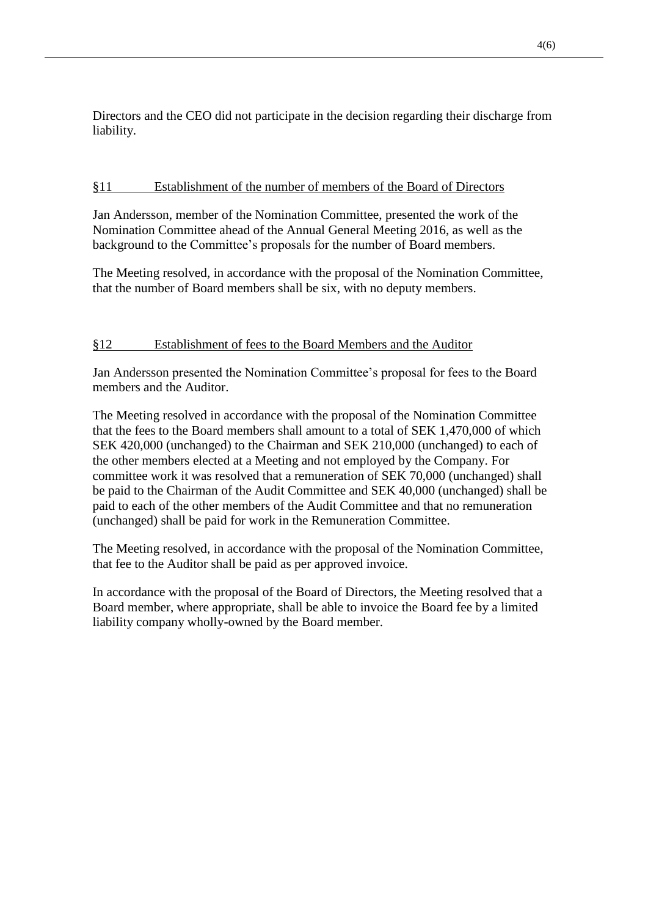Directors and the CEO did not participate in the decision regarding their discharge from liability.

## §11 Establishment of the number of members of the Board of Directors

Jan Andersson, member of the Nomination Committee, presented the work of the Nomination Committee ahead of the Annual General Meeting 2016, as well as the background to the Committee's proposals for the number of Board members.

The Meeting resolved, in accordance with the proposal of the Nomination Committee, that the number of Board members shall be six, with no deputy members.

## §12 Establishment of fees to the Board Members and the Auditor

Jan Andersson presented the Nomination Committee's proposal for fees to the Board members and the Auditor.

The Meeting resolved in accordance with the proposal of the Nomination Committee that the fees to the Board members shall amount to a total of SEK 1,470,000 of which SEK 420,000 (unchanged) to the Chairman and SEK 210,000 (unchanged) to each of the other members elected at a Meeting and not employed by the Company. For committee work it was resolved that a remuneration of SEK 70,000 (unchanged) shall be paid to the Chairman of the Audit Committee and SEK 40,000 (unchanged) shall be paid to each of the other members of the Audit Committee and that no remuneration (unchanged) shall be paid for work in the Remuneration Committee.

The Meeting resolved, in accordance with the proposal of the Nomination Committee, that fee to the Auditor shall be paid as per approved invoice.

In accordance with the proposal of the Board of Directors, the Meeting resolved that a Board member, where appropriate, shall be able to invoice the Board fee by a limited liability company wholly-owned by the Board member.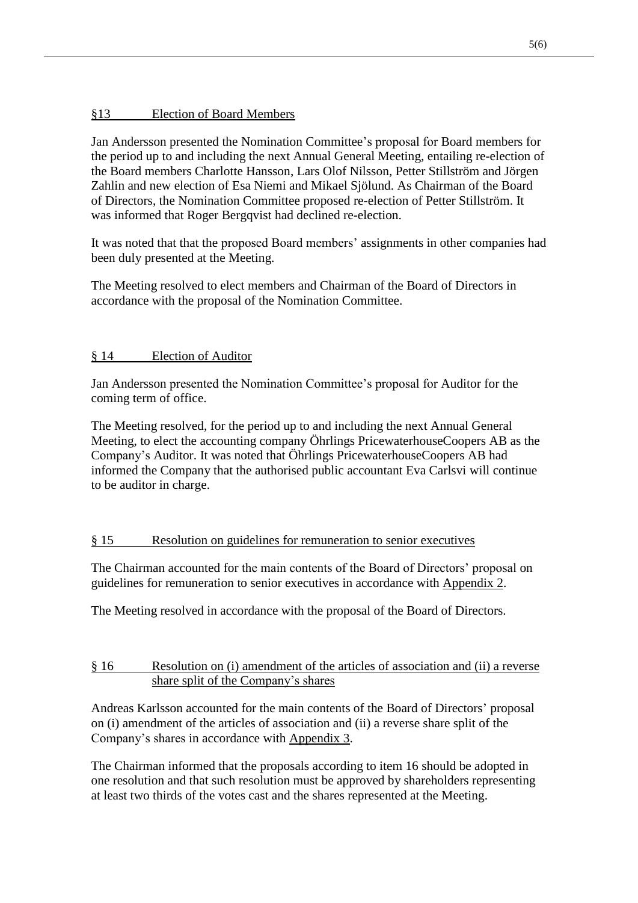## §13 Election of Board Members

Jan Andersson presented the Nomination Committee's proposal for Board members for the period up to and including the next Annual General Meeting, entailing re-election of the Board members Charlotte Hansson, Lars Olof Nilsson, Petter Stillström and Jörgen Zahlin and new election of Esa Niemi and Mikael Sjölund. As Chairman of the Board of Directors, the Nomination Committee proposed re-election of Petter Stillström. It was informed that Roger Bergqvist had declined re-election.

It was noted that that the proposed Board members' assignments in other companies had been duly presented at the Meeting.

The Meeting resolved to elect members and Chairman of the Board of Directors in accordance with the proposal of the Nomination Committee.

## § 14 Election of Auditor

Jan Andersson presented the Nomination Committee's proposal for Auditor for the coming term of office.

The Meeting resolved, for the period up to and including the next Annual General Meeting, to elect the accounting company Öhrlings PricewaterhouseCoopers AB as the Company's Auditor. It was noted that Öhrlings PricewaterhouseCoopers AB had informed the Company that the authorised public accountant Eva Carlsvi will continue to be auditor in charge.

## § 15 Resolution on guidelines for remuneration to senior executives

The Chairman accounted for the main contents of the Board of Directors' proposal on guidelines for remuneration to senior executives in accordance with Appendix 2.

The Meeting resolved in accordance with the proposal of the Board of Directors.

## § 16 Resolution on (i) amendment of the articles of association and (ii) a reverse share split of the Company's shares

Andreas Karlsson accounted for the main contents of the Board of Directors' proposal on (i) amendment of the articles of association and (ii) a reverse share split of the Company's shares in accordance with Appendix 3.

The Chairman informed that the proposals according to item 16 should be adopted in one resolution and that such resolution must be approved by shareholders representing at least two thirds of the votes cast and the shares represented at the Meeting.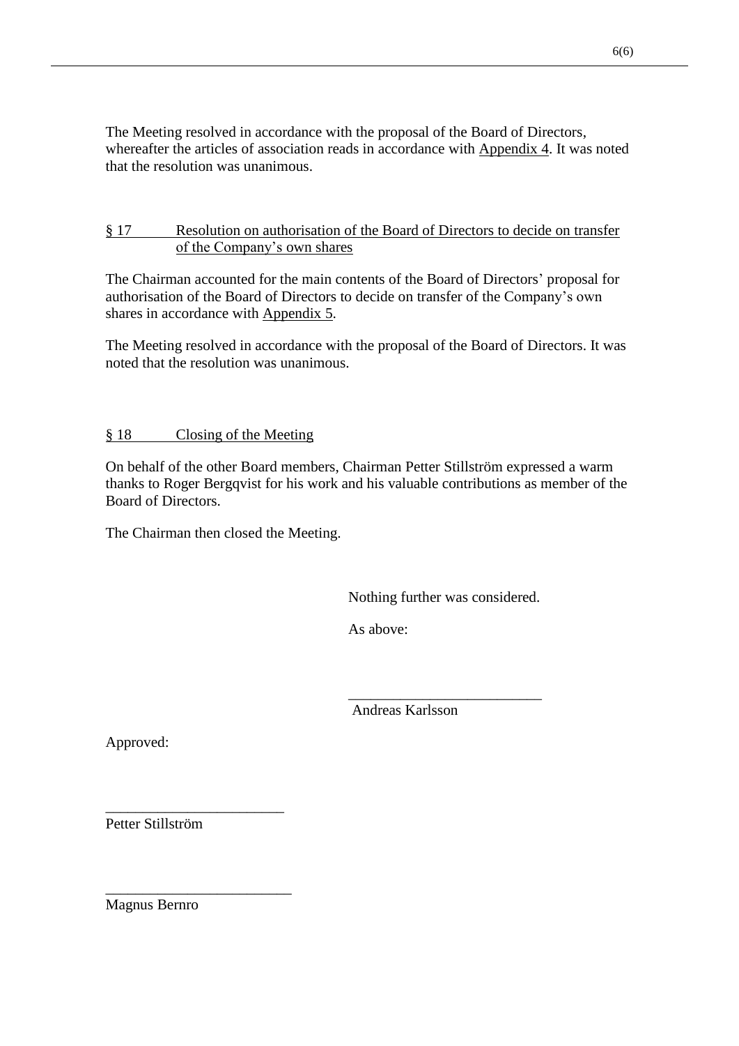The Meeting resolved in accordance with the proposal of the Board of Directors, whereafter the articles of association reads in accordance with Appendix 4. It was noted that the resolution was unanimous.

## § 17 Resolution on authorisation of the Board of Directors to decide on transfer of the Company's own shares

The Chairman accounted for the main contents of the Board of Directors' proposal for authorisation of the Board of Directors to decide on transfer of the Company's own shares in accordance with Appendix 5.

The Meeting resolved in accordance with the proposal of the Board of Directors. It was noted that the resolution was unanimous.

## § 18 Closing of the Meeting

On behalf of the other Board members, Chairman Petter Stillström expressed a warm thanks to Roger Bergqvist for his work and his valuable contributions as member of the Board of Directors.

The Chairman then closed the Meeting.

Nothing further was considered.

As above:

_________________________
Andreas Karlsson

Approved:

_______________________
Petter Stillström

________________________
Magnus Bernro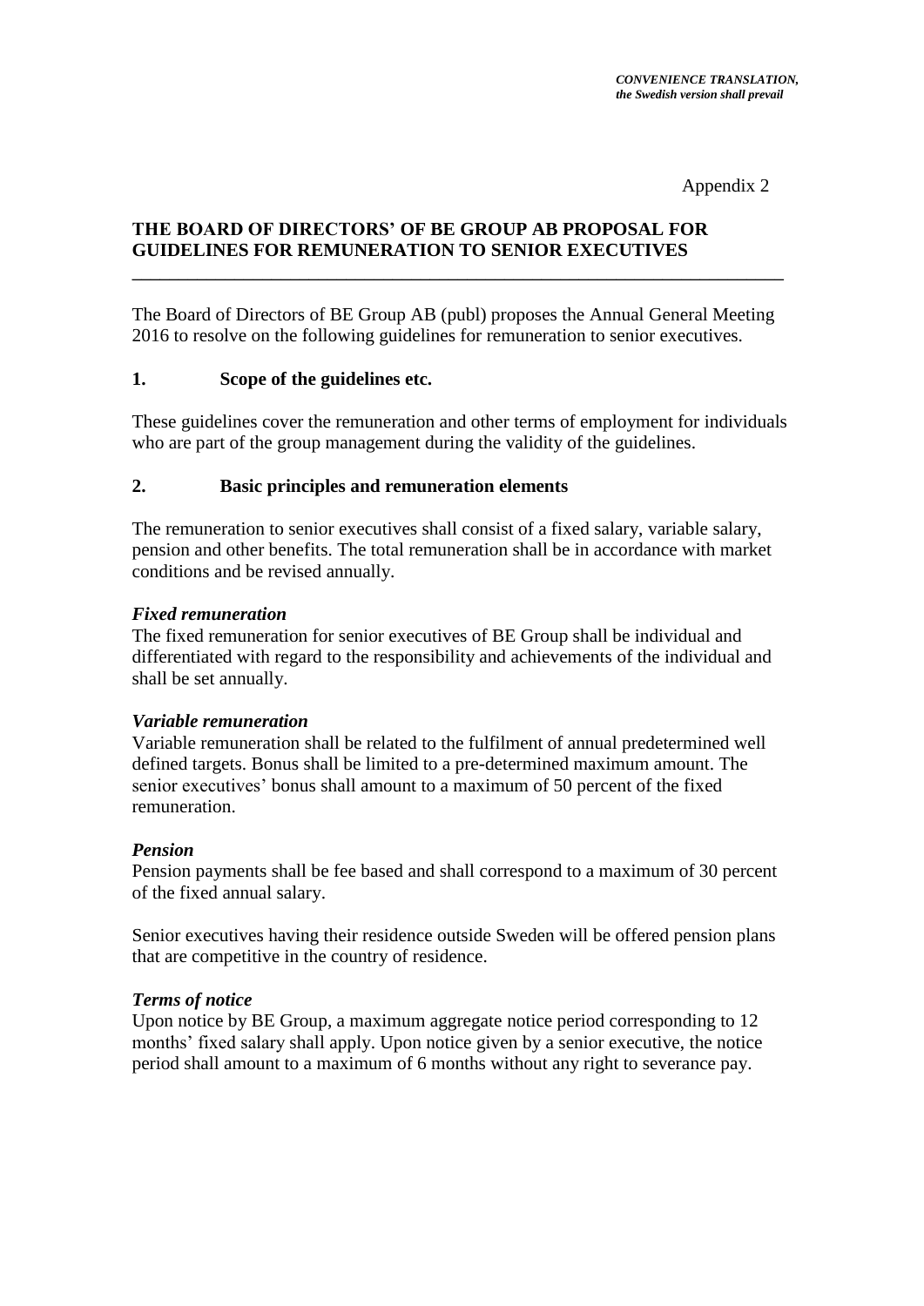*CONVENIENCE TRANSLATION,*
*the Swedish version shall prevail*

Appendix 2

**THE BOARD OF DIRECTORS' OF BE GROUP AB PROPOSAL FOR GUIDELINES FOR REMUNERATION TO SENIOR EXECUTIVES**

---

The Board of Directors of BE Group AB (publ) proposes the Annual General Meeting 2016 to resolve on the following guidelines for remuneration to senior executives.

## 1. Scope of the guidelines etc.

These guidelines cover the remuneration and other terms of employment for individuals who are part of the group management during the validity of the guidelines.

## 2. Basic principles and remuneration elements

The remuneration to senior executives shall consist of a fixed salary, variable salary, pension and other benefits. The total remuneration shall be in accordance with market conditions and be revised annually.

***Fixed remuneration***
The fixed remuneration for senior executives of BE Group shall be individual and differentiated with regard to the responsibility and achievements of the individual and shall be set annually.

***Variable remuneration***
Variable remuneration shall be related to the fulfilment of annual predetermined well defined targets. Bonus shall be limited to a pre-determined maximum amount. The senior executives' bonus shall amount to a maximum of 50 percent of the fixed remuneration.

***Pension***
Pension payments shall be fee based and shall correspond to a maximum of 30 percent of the fixed annual salary.

Senior executives having their residence outside Sweden will be offered pension plans that are competitive in the country of residence.

***Terms of notice***
Upon notice by BE Group, a maximum aggregate notice period corresponding to 12 months' fixed salary shall apply. Upon notice given by a senior executive, the notice period shall amount to a maximum of 6 months without any right to severance pay.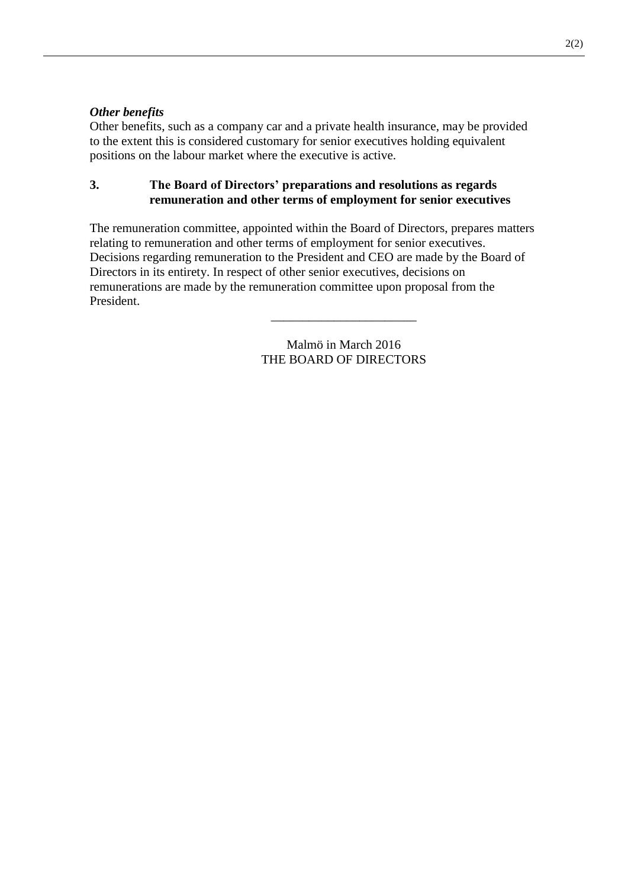*Other benefits*

Other benefits, such as a company car and a private health insurance, may be provided to the extent this is considered customary for senior executives holding equivalent positions on the labour market where the executive is active.

## 3. The Board of Directors' preparations and resolutions as regards remuneration and other terms of employment for senior executives

The remuneration committee, appointed within the Board of Directors, prepares matters relating to remuneration and other terms of employment for senior executives. Decisions regarding remuneration to the President and CEO are made by the Board of Directors in its entirety. In respect of other senior executives, decisions on remunerations are made by the remuneration committee upon proposal from the President.

_______________________

Malmö in March 2016
THE BOARD OF DIRECTORS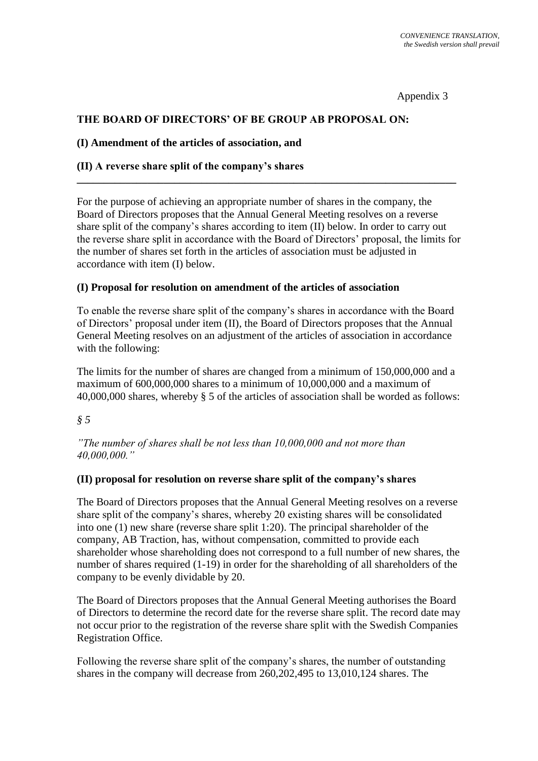*CONVENIENCE TRANSLATION, the Swedish version shall prevail*

Appendix 3

**THE BOARD OF DIRECTORS' OF BE GROUP AB PROPOSAL ON:**

**(I) Amendment of the articles of association, and**

**(II) A reverse share split of the company's shares**

---

For the purpose of achieving an appropriate number of shares in the company, the Board of Directors proposes that the Annual General Meeting resolves on a reverse share split of the company's shares according to item (II) below. In order to carry out the reverse share split in accordance with the Board of Directors' proposal, the limits for the number of shares set forth in the articles of association must be adjusted in accordance with item (I) below.

**(I) Proposal for resolution on amendment of the articles of association**

To enable the reverse share split of the company's shares in accordance with the Board of Directors' proposal under item (II), the Board of Directors proposes that the Annual General Meeting resolves on an adjustment of the articles of association in accordance with the following:

The limits for the number of shares are changed from a minimum of 150,000,000 and a maximum of 600,000,000 shares to a minimum of 10,000,000 and a maximum of 40,000,000 shares, whereby § 5 of the articles of association shall be worded as follows:

*§ 5*

*"The number of shares shall be not less than 10,000,000 and not more than 40,000,000."*

**(II) proposal for resolution on reverse share split of the company's shares**

The Board of Directors proposes that the Annual General Meeting resolves on a reverse share split of the company's shares, whereby 20 existing shares will be consolidated into one (1) new share (reverse share split 1:20). The principal shareholder of the company, AB Traction, has, without compensation, committed to provide each shareholder whose shareholding does not correspond to a full number of new shares, the number of shares required (1-19) in order for the shareholding of all shareholders of the company to be evenly dividable by 20.

The Board of Directors proposes that the Annual General Meeting authorises the Board of Directors to determine the record date for the reverse share split. The record date may not occur prior to the registration of the reverse share split with the Swedish Companies Registration Office.

Following the reverse share split of the company's shares, the number of outstanding shares in the company will decrease from 260,202,495 to 13,010,124 shares. The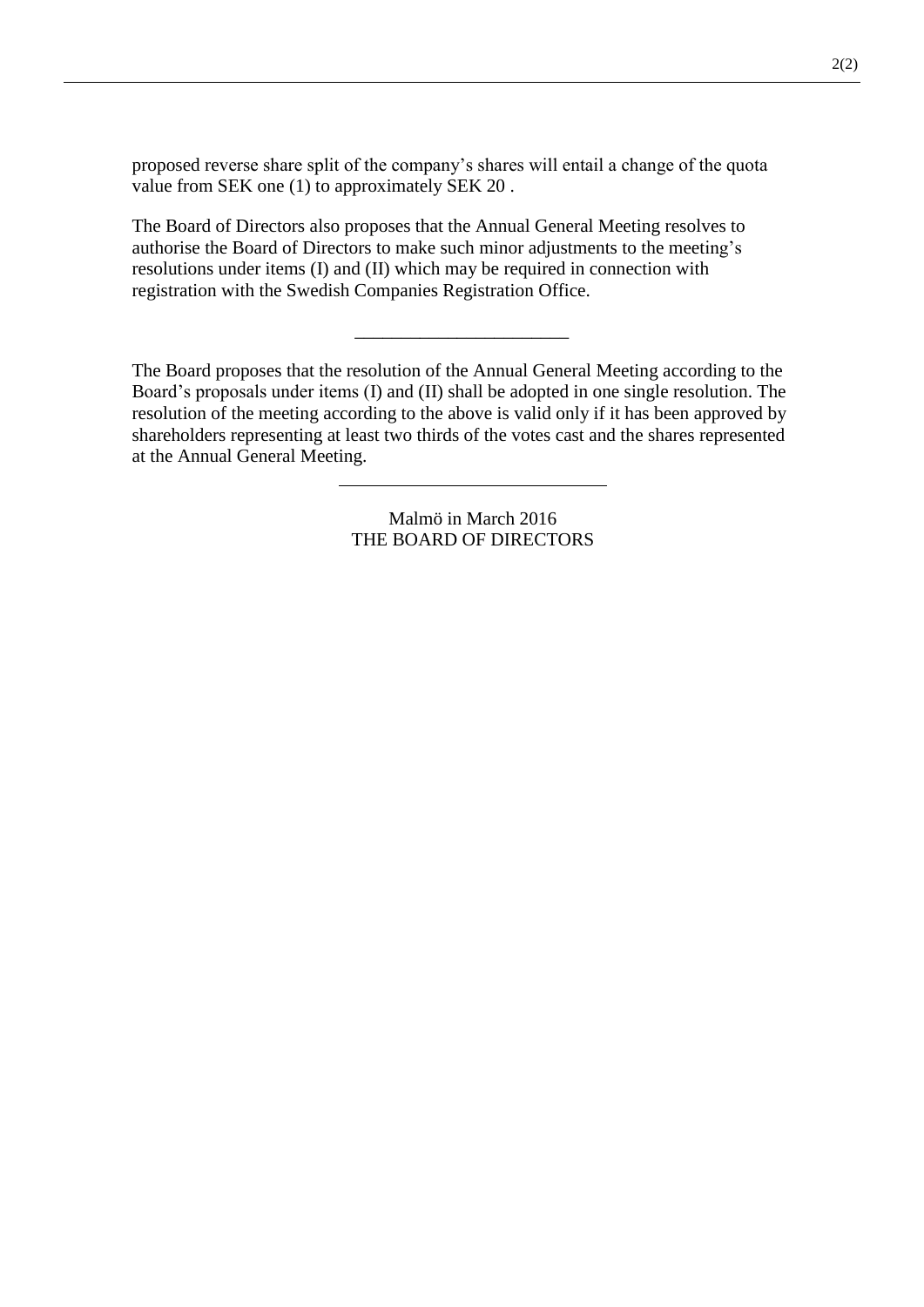proposed reverse share split of the company's shares will entail a change of the quota value from SEK one (1) to approximately SEK 20 .

The Board of Directors also proposes that the Annual General Meeting resolves to authorise the Board of Directors to make such minor adjustments to the meeting's resolutions under items (I) and (II) which may be required in connection with registration with the Swedish Companies Registration Office.

---

The Board proposes that the resolution of the Annual General Meeting according to the Board's proposals under items (I) and (II) shall be adopted in one single resolution. The resolution of the meeting according to the above is valid only if it has been approved by shareholders representing at least two thirds of the votes cast and the shares represented at the Annual General Meeting.

---

Malmö in March 2016
THE BOARD OF DIRECTORS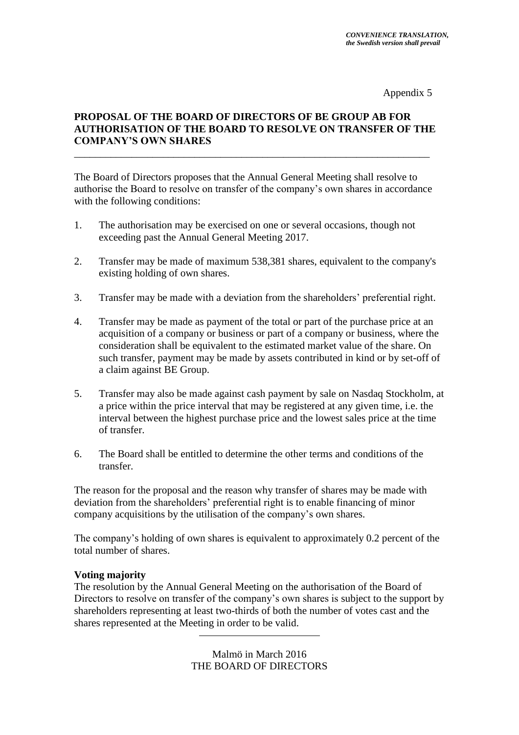*CONVENIENCE TRANSLATION, the Swedish version shall prevail*

Appendix 5

**PROPOSAL OF THE BOARD OF DIRECTORS OF BE GROUP AB FOR AUTHORISATION OF THE BOARD TO RESOLVE ON TRANSFER OF THE COMPANY'S OWN SHARES**

---

The Board of Directors proposes that the Annual General Meeting shall resolve to authorise the Board to resolve on transfer of the company's own shares in accordance with the following conditions:

1. The authorisation may be exercised on one or several occasions, though not exceeding past the Annual General Meeting 2017.

2. Transfer may be made of maximum 538,381 shares, equivalent to the company's existing holding of own shares.

3. Transfer may be made with a deviation from the shareholders' preferential right.

4. Transfer may be made as payment of the total or part of the purchase price at an acquisition of a company or business or part of a company or business, where the consideration shall be equivalent to the estimated market value of the share. On such transfer, payment may be made by assets contributed in kind or by set-off of a claim against BE Group.

5. Transfer may also be made against cash payment by sale on Nasdaq Stockholm, at a price within the price interval that may be registered at any given time, i.e. the interval between the highest purchase price and the lowest sales price at the time of transfer.

6. The Board shall be entitled to determine the other terms and conditions of the transfer.

The reason for the proposal and the reason why transfer of shares may be made with deviation from the shareholders' preferential right is to enable financing of minor company acquisitions by the utilisation of the company's own shares.

The company's holding of own shares is equivalent to approximately 0.2 percent of the total number of shares.

**Voting majority**

The resolution by the Annual General Meeting on the authorisation of the Board of Directors to resolve on transfer of the company's own shares is subject to the support by shareholders representing at least two-thirds of both the number of votes cast and the shares represented at the Meeting in order to be valid.

---

Malmö in March 2016
THE BOARD OF DIRECTORS